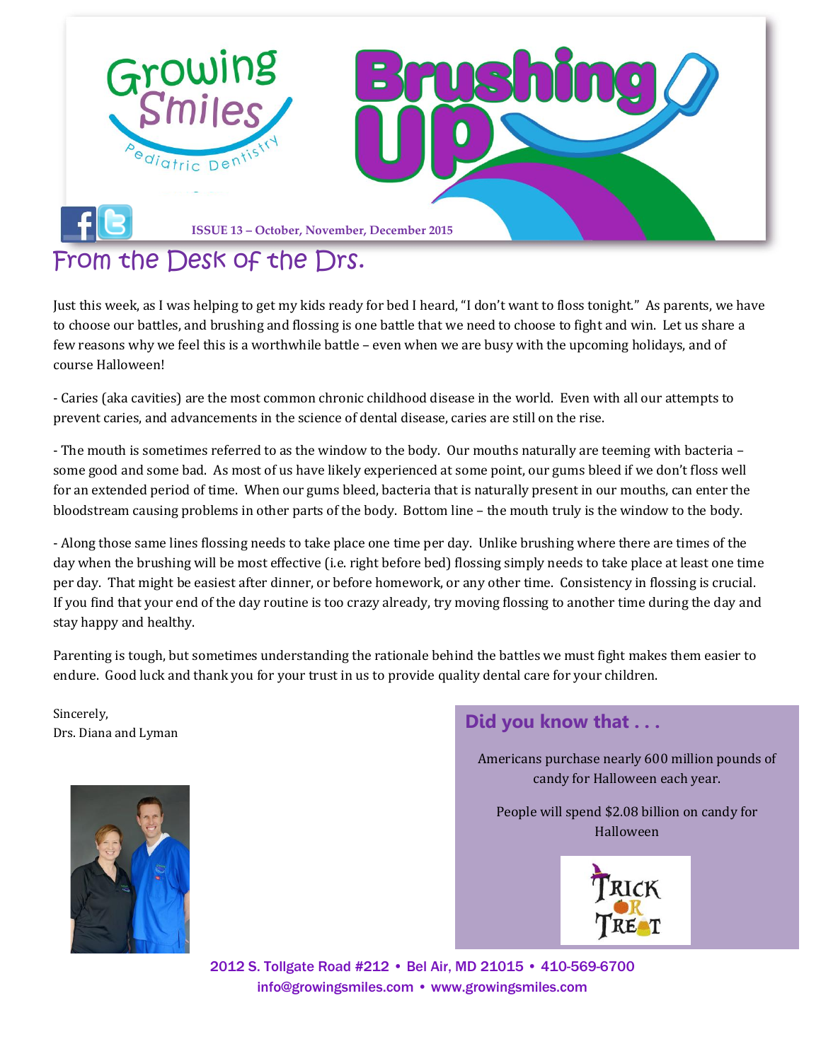# Growing Smiles Pediatric Dentistry

# Brushing Up

**ISSUE 13 – October, November, December 2015**

## From the Desk of the Drs.

Just this week, as I was helping to get my kids ready for bed I heard, "I don't want to floss tonight." As parents, we have to choose our battles, and brushing and flossing is one battle that we need to choose to fight and win. Let us share a few reasons why we feel this is a worthwhile battle – even when we are busy with the upcoming holidays, and of course Halloween!

- Caries (aka cavities) are the most common chronic childhood disease in the world. Even with all our attempts to prevent caries, and advancements in the science of dental disease, caries are still on the rise.

- The mouth is sometimes referred to as the window to the body. Our mouths naturally are teeming with bacteria – some good and some bad. As most of us have likely experienced at some point, our gums bleed if we don't floss well for an extended period of time. When our gums bleed, bacteria that is naturally present in our mouths, can enter the bloodstream causing problems in other parts of the body. Bottom line – the mouth truly is the window to the body.

- Along those same lines flossing needs to take place one time per day. Unlike brushing where there are times of the day when the brushing will be most effective (i.e. right before bed) flossing simply needs to take place at least one time per day. That might be easiest after dinner, or before homework, or any other time. Consistency in flossing is crucial. If you find that your end of the day routine is too crazy already, try moving flossing to another time during the day and stay happy and healthy.

Parenting is tough, but sometimes understanding the rationale behind the battles we must fight makes them easier to endure. Good luck and thank you for your trust in us to provide quality dental care for your children.

Sincerely,
Drs. Diana and Lyman

### Did you know that . . .

Americans purchase nearly 600 million pounds of candy for Halloween each year.

People will spend $2.08 billion on candy for Halloween

Trick or Treat

2012 S. Tollgate Road #212 • Bel Air, MD 21015 • 410-569-6700
info@growingsmiles.com • www.growingsmiles.com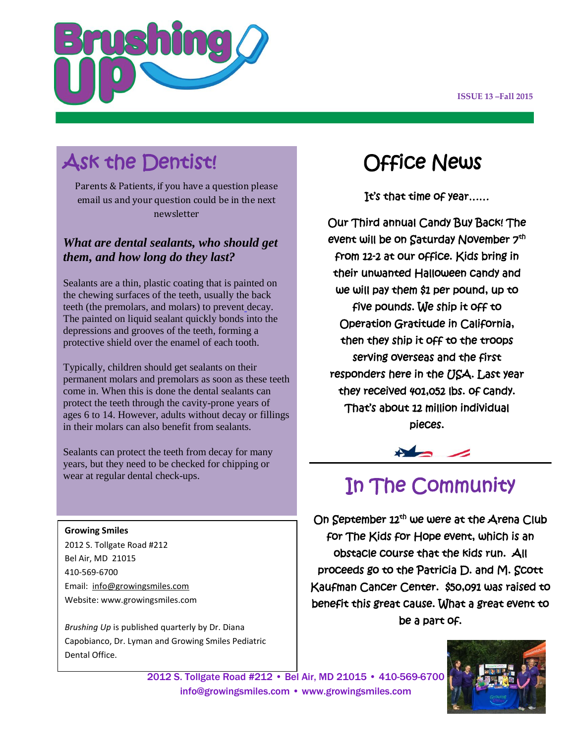# Brushing Up

**ISSUE 13 –Fall 2015**

## Ask the Dentist!

Parents & Patients, if you have a question please email us and your question could be in the next newsletter

### *What are dental sealants, who should get them, and how long do they last?*

Sealants are a thin, plastic coating that is painted on the chewing surfaces of the teeth, usually the back teeth (the premolars, and molars) to prevent decay. The painted on liquid sealant quickly bonds into the depressions and grooves of the teeth, forming a protective shield over the enamel of each tooth.

Typically, children should get sealants on their permanent molars and premolars as soon as these teeth come in. When this is done the dental sealants can protect the teeth through the cavity-prone years of ages 6 to 14. However, adults without decay or fillings in their molars can also benefit from sealants.

Sealants can protect the teeth from decay for many years, but they need to be checked for chipping or wear at regular dental check-ups.

**Growing Smiles**
2012 S. Tollgate Road #212
Bel Air, MD 21015
410-569-6700
Email: info@growingsmiles.com
Website: www.growingsmiles.com

*Brushing Up* is published quarterly by Dr. Diana Capobianco, Dr. Lyman and Growing Smiles Pediatric Dental Office.

## Office News

It's that time of year……

Our Third annual Candy Buy Back! The event will be on Saturday November 7th from 12-2 at our office. Kids bring in their unwanted Halloween candy and we will pay them $1 per pound, up to five pounds. We ship it off to Operation Gratitude in California, then they ship it off to the troops serving overseas and the first responders here in the USA. Last year they received 401,052 lbs. of candy. That's about 12 million individual pieces.

## In The Community

On September 12th we were at the Arena Club for The Kids for Hope event, which is an obstacle course that the kids run. All proceeds go to the Patricia D. and M. Scott Kaufman Cancer Center. $50,091 was raised to benefit this great cause. What a great event to be a part of.

2012 S. Tollgate Road #212 • Bel Air, MD 21015 • 410-569-6700
info@growingsmiles.com • www.growingsmiles.com